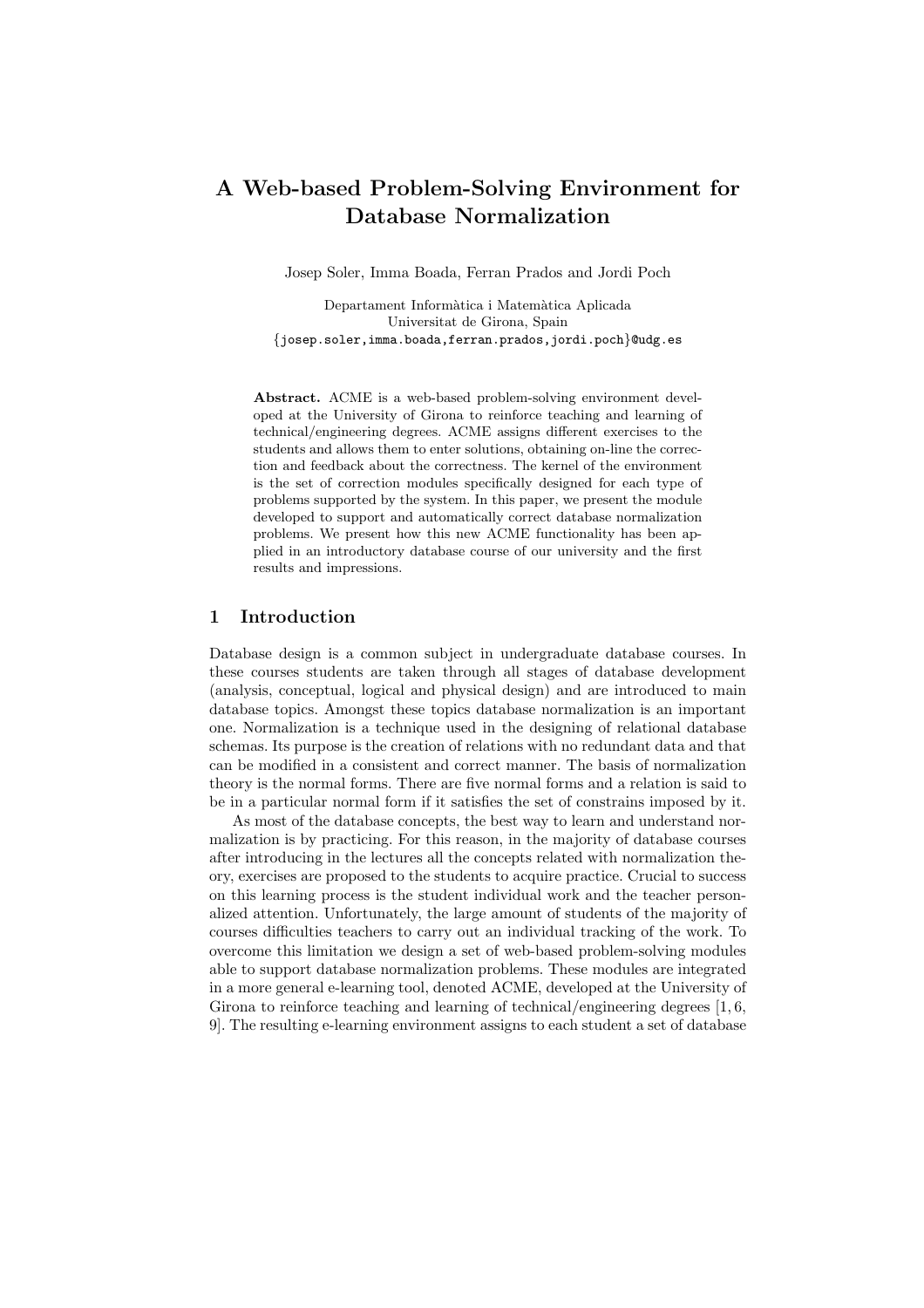# A Web-based Problem-Solving Environment for Database Normalization

Josep Soler, Imma Boada, Ferran Prados and Jordi Poch

Departament Informàtica i Matemàtica Aplicada
Universitat de Girona, Spain
{josep.soler,imma.boada,ferran.prados,jordi.poch}@udg.es

**Abstract.** ACME is a web-based problem-solving environment developed at the University of Girona to reinforce teaching and learning of technical/engineering degrees. ACME assigns different exercises to the students and allows them to enter solutions, obtaining on-line the correction and feedback about the correctness. The kernel of the environment is the set of correction modules specifically designed for each type of problems supported by the system. In this paper, we present the module developed to support and automatically correct database normalization problems. We present how this new ACME functionality has been applied in an introductory database course of our university and the first results and impressions.

## 1 Introduction

Database design is a common subject in undergraduate database courses. In these courses students are taken through all stages of database development (analysis, conceptual, logical and physical design) and are introduced to main database topics. Amongst these topics database normalization is an important one. Normalization is a technique used in the designing of relational database schemas. Its purpose is the creation of relations with no redundant data and that can be modified in a consistent and correct manner. The basis of normalization theory is the normal forms. There are five normal forms and a relation is said to be in a particular normal form if it satisfies the set of constrains imposed by it.

As most of the database concepts, the best way to learn and understand normalization is by practicing. For this reason, in the majority of database courses after introducing in the lectures all the concepts related with normalization theory, exercises are proposed to the students to acquire practice. Crucial to success on this learning process is the student individual work and the teacher personalized attention. Unfortunately, the large amount of students of the majority of courses difficulties teachers to carry out an individual tracking of the work. To overcome this limitation we design a set of web-based problem-solving modules able to support database normalization problems. These modules are integrated in a more general e-learning tool, denoted ACME, developed at the University of Girona to reinforce teaching and learning of technical/engineering degrees [1, 6, 9]. The resulting e-learning environment assigns to each student a set of database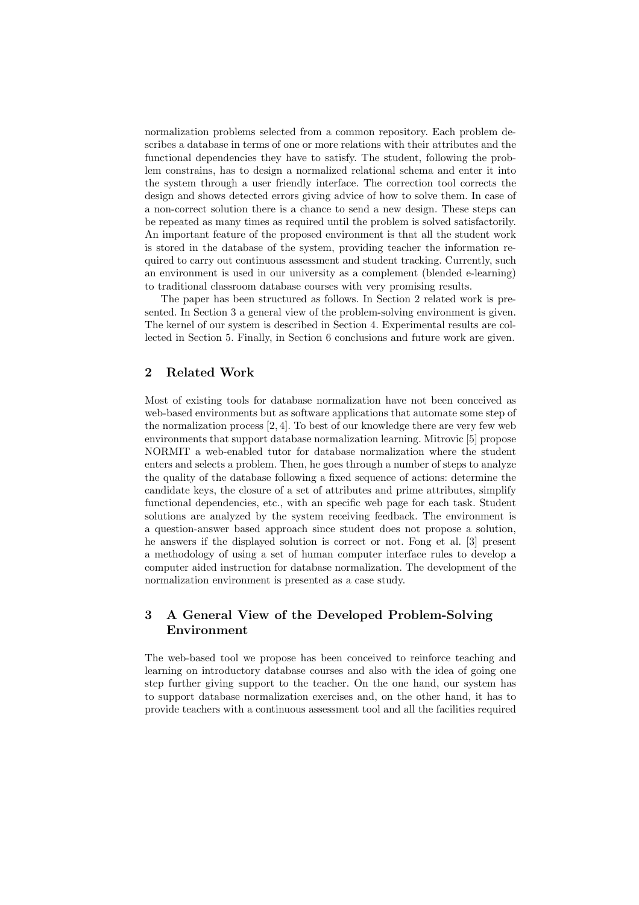normalization problems selected from a common repository. Each problem describes a database in terms of one or more relations with their attributes and the functional dependencies they have to satisfy. The student, following the problem constrains, has to design a normalized relational schema and enter it into the system through a user friendly interface. The correction tool corrects the design and shows detected errors giving advice of how to solve them. In case of a non-correct solution there is a chance to send a new design. These steps can be repeated as many times as required until the problem is solved satisfactorily. An important feature of the proposed environment is that all the student work is stored in the database of the system, providing teacher the information required to carry out continuous assessment and student tracking. Currently, such an environment is used in our university as a complement (blended e-learning) to traditional classroom database courses with very promising results.

The paper has been structured as follows. In Section 2 related work is presented. In Section 3 a general view of the problem-solving environment is given. The kernel of our system is described in Section 4. Experimental results are collected in Section 5. Finally, in Section 6 conclusions and future work are given.

## 2 Related Work

Most of existing tools for database normalization have not been conceived as web-based environments but as software applications that automate some step of the normalization process [2, 4]. To best of our knowledge there are very few web environments that support database normalization learning. Mitrovic [5] propose NORMIT a web-enabled tutor for database normalization where the student enters and selects a problem. Then, he goes through a number of steps to analyze the quality of the database following a fixed sequence of actions: determine the candidate keys, the closure of a set of attributes and prime attributes, simplify functional dependencies, etc., with an specific web page for each task. Student solutions are analyzed by the system receiving feedback. The environment is a question-answer based approach since student does not propose a solution, he answers if the displayed solution is correct or not. Fong et al. [3] present a methodology of using a set of human computer interface rules to develop a computer aided instruction for database normalization. The development of the normalization environment is presented as a case study.

## 3 A General View of the Developed Problem-Solving Environment

The web-based tool we propose has been conceived to reinforce teaching and learning on introductory database courses and also with the idea of going one step further giving support to the teacher. On the one hand, our system has to support database normalization exercises and, on the other hand, it has to provide teachers with a continuous assessment tool and all the facilities required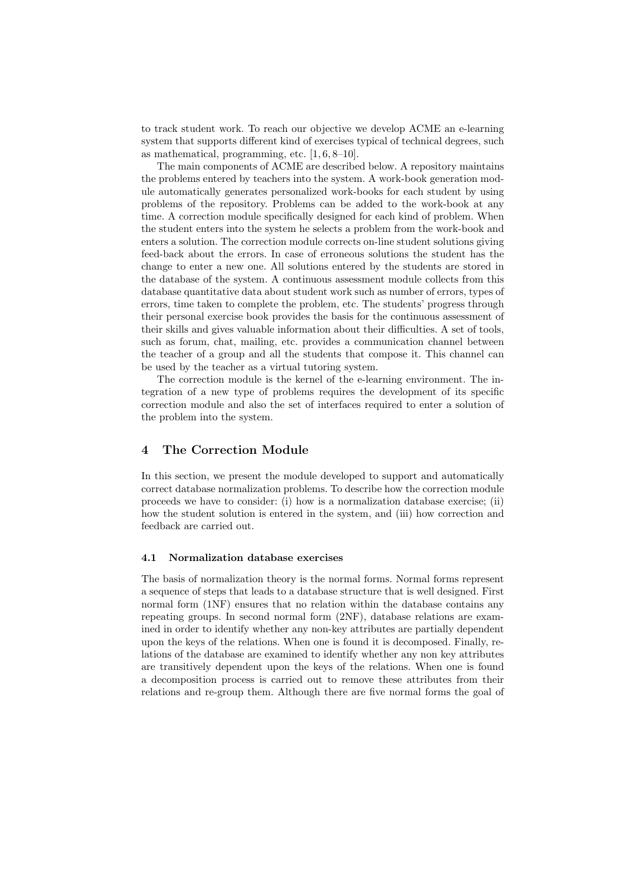to track student work. To reach our objective we develop ACME an e-learning system that supports different kind of exercises typical of technical degrees, such as mathematical, programming, etc. [1, 6, 8–10].

The main components of ACME are described below. A repository maintains the problems entered by teachers into the system. A work-book generation module automatically generates personalized work-books for each student by using problems of the repository. Problems can be added to the work-book at any time. A correction module specifically designed for each kind of problem. When the student enters into the system he selects a problem from the work-book and enters a solution. The correction module corrects on-line student solutions giving feed-back about the errors. In case of erroneous solutions the student has the change to enter a new one. All solutions entered by the students are stored in the database of the system. A continuous assessment module collects from this database quantitative data about student work such as number of errors, types of errors, time taken to complete the problem, etc. The students' progress through their personal exercise book provides the basis for the continuous assessment of their skills and gives valuable information about their difficulties. A set of tools, such as forum, chat, mailing, etc. provides a communication channel between the teacher of a group and all the students that compose it. This channel can be used by the teacher as a virtual tutoring system.

The correction module is the kernel of the e-learning environment. The integration of a new type of problems requires the development of its specific correction module and also the set of interfaces required to enter a solution of the problem into the system.

## 4 The Correction Module

In this section, we present the module developed to support and automatically correct database normalization problems. To describe how the correction module proceeds we have to consider: (i) how is a normalization database exercise; (ii) how the student solution is entered in the system, and (iii) how correction and feedback are carried out.

### 4.1 Normalization database exercises

The basis of normalization theory is the normal forms. Normal forms represent a sequence of steps that leads to a database structure that is well designed. First normal form (1NF) ensures that no relation within the database contains any repeating groups. In second normal form (2NF), database relations are examined in order to identify whether any non-key attributes are partially dependent upon the keys of the relations. When one is found it is decomposed. Finally, relations of the database are examined to identify whether any non key attributes are transitively dependent upon the keys of the relations. When one is found a decomposition process is carried out to remove these attributes from their relations and re-group them. Although there are five normal forms the goal of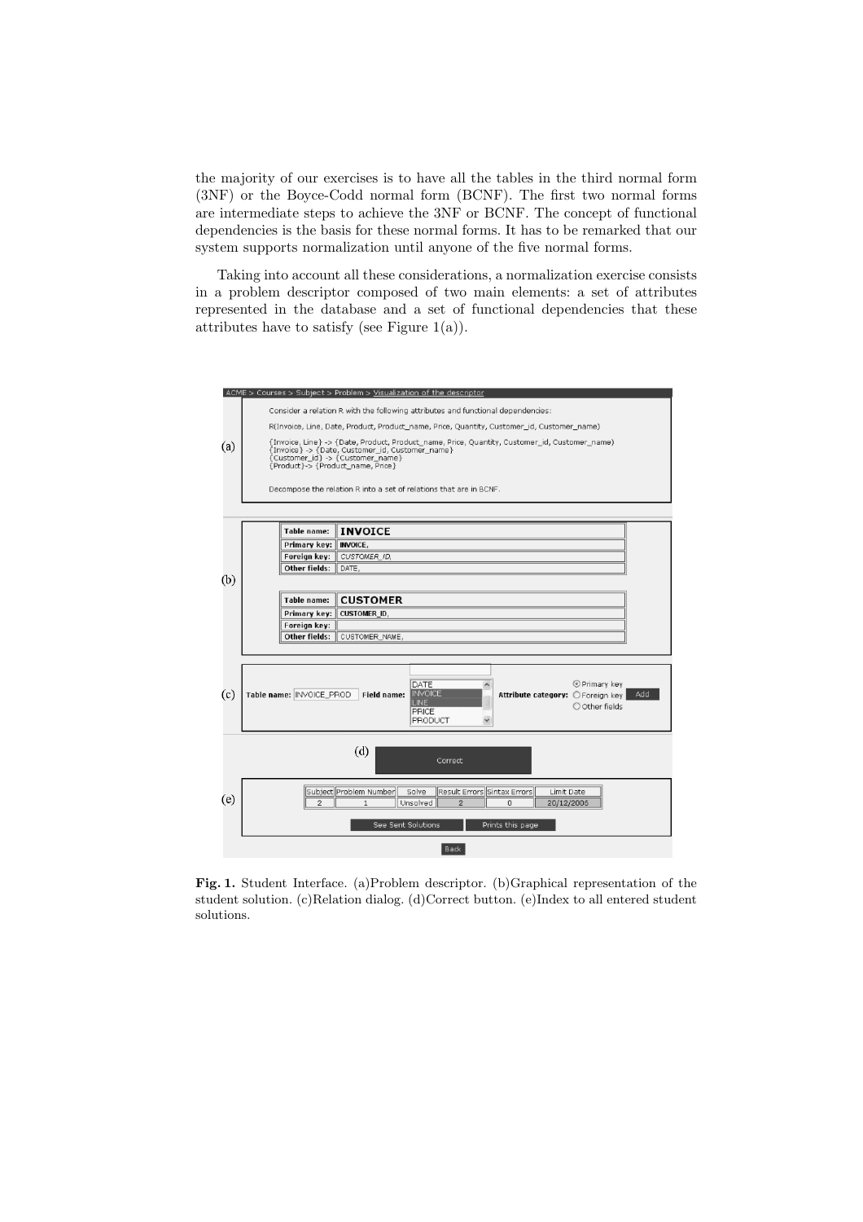the majority of our exercises is to have all the tables in the third normal form (3NF) or the Boyce-Codd normal form (BCNF). The first two normal forms are intermediate steps to achieve the 3NF or BCNF. The concept of functional dependencies is the basis for these normal forms. It has to be remarked that our system supports normalization until anyone of the five normal forms.

Taking into account all these considerations, a normalization exercise consists in a problem descriptor composed of two main elements: a set of attributes represented in the database and a set of functional dependencies that these attributes have to satisfy (see Figure 1(a)).

ACME > Courses > Subject > Problem > Visualization of the descriptor

(a)

Consider a relation R with the following attributes and functional dependencies:

R(Invoice, Line, Date, Product, Product_name, Price, Quantity, Customer_id, Customer_name)

{Invoice, Line} -> {Date, Product, Product_name, Price, Quantity, Customer_id, Customer_name}
{Invoice} -> {Date, Customer_id, Customer_name}
{Customer_id} -> {Customer_name}
{Product}-> {Product_name, Price}

Decompose the relation R into a set of relations that are in BCNF.

(b)

| Table name: | INVOICE |
| --- | --- |
| Primary key: | INVOICE, |
| Foreign key: | CUSTOMER_ID, |
| Other fields: | DATE, |

| Table name: | CUSTOMER |
| --- | --- |
| Primary key: | CUSTOMER_ID, |
| Foreign key: | |
| Other fields: | CUSTOMER_NAME, |

(c) Table name: INVOICE_PROD Field name: DATE, INVOICE, LINE, PRICE, PRODUCT Attribute category: Primary key / Foreign key / Other fields Add

(d) Correct

(e)

| Subject | Problem Number | Solve | Result Errors | Sintax Errors | Limit Date |
| --- | --- | --- | --- | --- | --- |
| 2 | 1 | Unsolved | 2 | 0 | 20/12/2006 |

See Sent Solutions Prints this page

Back

**Fig. 1.** Student Interface. (a)Problem descriptor. (b)Graphical representation of the student solution. (c)Relation dialog. (d)Correct button. (e)Index to all entered student solutions.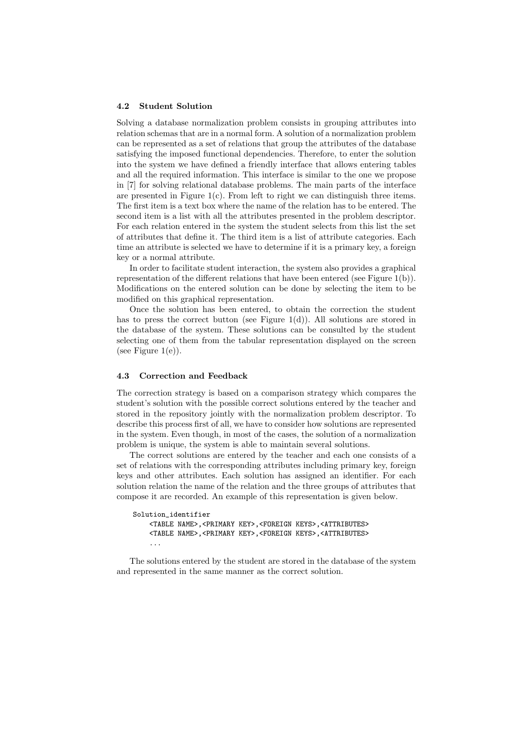### 4.2 Student Solution

Solving a database normalization problem consists in grouping attributes into relation schemas that are in a normal form. A solution of a normalization problem can be represented as a set of relations that group the attributes of the database satisfying the imposed functional dependencies. Therefore, to enter the solution into the system we have defined a friendly interface that allows entering tables and all the required information. This interface is similar to the one we propose in [7] for solving relational database problems. The main parts of the interface are presented in Figure 1(c). From left to right we can distinguish three items. The first item is a text box where the name of the relation has to be entered. The second item is a list with all the attributes presented in the problem descriptor. For each relation entered in the system the student selects from this list the set of attributes that define it. The third item is a list of attribute categories. Each time an attribute is selected we have to determine if it is a primary key, a foreign key or a normal attribute.

In order to facilitate student interaction, the system also provides a graphical representation of the different relations that have been entered (see Figure 1(b)). Modifications on the entered solution can be done by selecting the item to be modified on this graphical representation.

Once the solution has been entered, to obtain the correction the student has to press the correct button (see Figure 1(d)). All solutions are stored in the database of the system. These solutions can be consulted by the student selecting one of them from the tabular representation displayed on the screen (see Figure 1(e)).

### 4.3 Correction and Feedback

The correction strategy is based on a comparison strategy which compares the student's solution with the possible correct solutions entered by the teacher and stored in the repository jointly with the normalization problem descriptor. To describe this process first of all, we have to consider how solutions are represented in the system. Even though, in most of the cases, the solution of a normalization problem is unique, the system is able to maintain several solutions.

The correct solutions are entered by the teacher and each one consists of a set of relations with the corresponding attributes including primary key, foreign keys and other attributes. Each solution has assigned an identifier. For each solution relation the name of the relation and the three groups of attributes that compose it are recorded. An example of this representation is given below.

```
Solution_identifier
    <TABLE NAME>,<PRIMARY KEY>,<FOREIGN KEYS>,<ATTRIBUTES>
    <TABLE NAME>,<PRIMARY KEY>,<FOREIGN KEYS>,<ATTRIBUTES>
    ...
```

The solutions entered by the student are stored in the database of the system and represented in the same manner as the correct solution.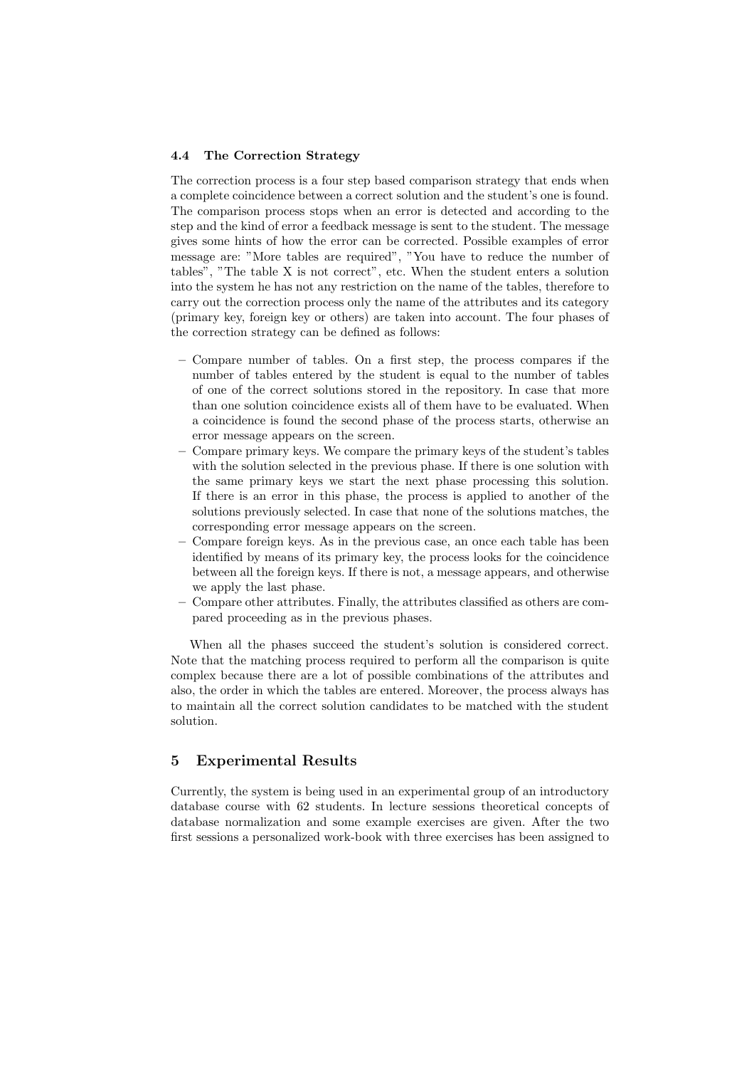### 4.4 The Correction Strategy

The correction process is a four step based comparison strategy that ends when a complete coincidence between a correct solution and the student's one is found. The comparison process stops when an error is detected and according to the step and the kind of error a feedback message is sent to the student. The message gives some hints of how the error can be corrected. Possible examples of error message are: "More tables are required", "You have to reduce the number of tables", "The table X is not correct", etc. When the student enters a solution into the system he has not any restriction on the name of the tables, therefore to carry out the correction process only the name of the attributes and its category (primary key, foreign key or others) are taken into account. The four phases of the correction strategy can be defined as follows:

- Compare number of tables. On a first step, the process compares if the number of tables entered by the student is equal to the number of tables of one of the correct solutions stored in the repository. In case that more than one solution coincidence exists all of them have to be evaluated. When a coincidence is found the second phase of the process starts, otherwise an error message appears on the screen.
- Compare primary keys. We compare the primary keys of the student's tables with the solution selected in the previous phase. If there is one solution with the same primary keys we start the next phase processing this solution. If there is an error in this phase, the process is applied to another of the solutions previously selected. In case that none of the solutions matches, the corresponding error message appears on the screen.
- Compare foreign keys. As in the previous case, an once each table has been identified by means of its primary key, the process looks for the coincidence between all the foreign keys. If there is not, a message appears, and otherwise we apply the last phase.
- Compare other attributes. Finally, the attributes classified as others are compared proceeding as in the previous phases.

When all the phases succeed the student's solution is considered correct. Note that the matching process required to perform all the comparison is quite complex because there are a lot of possible combinations of the attributes and also, the order in which the tables are entered. Moreover, the process always has to maintain all the correct solution candidates to be matched with the student solution.

## 5 Experimental Results

Currently, the system is being used in an experimental group of an introductory database course with 62 students. In lecture sessions theoretical concepts of database normalization and some example exercises are given. After the two first sessions a personalized work-book with three exercises has been assigned to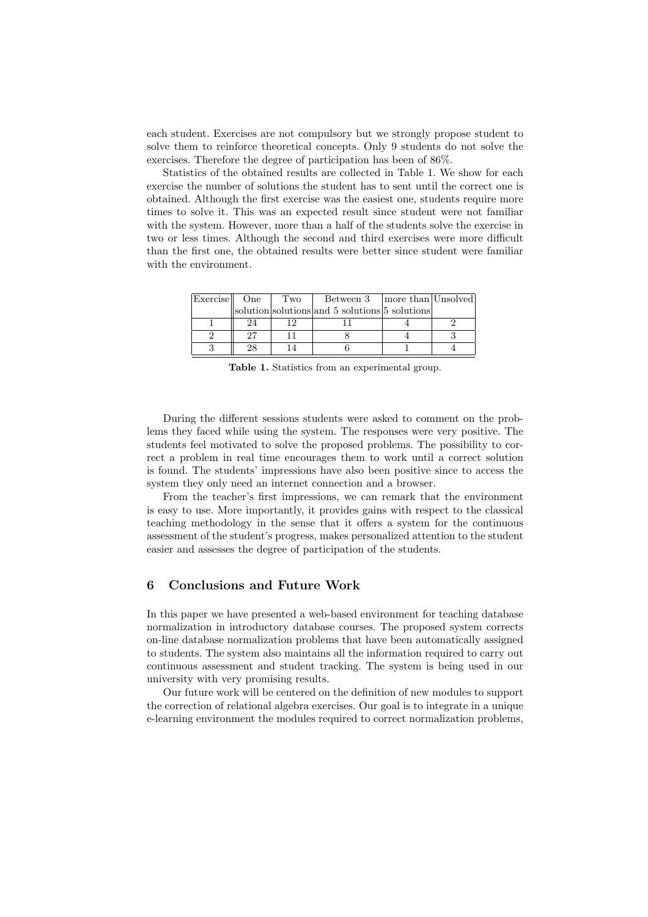each student. Exercises are not compulsory but we strongly propose student to solve them to reinforce theoretical concepts. Only 9 students do not solve the exercises. Therefore the degree of participation has been of 86%.

Statistics of the obtained results are collected in Table 1. We show for each exercise the number of solutions the student has to sent until the correct one is obtained. Although the first exercise was the easiest one, students require more times to solve it. This was an expected result since student were not familiar with the system. However, more than a half of the students solve the exercise in two or less times. Although the second and third exercises were more difficult than the first one, the obtained results were better since student were familiar with the environment.

| Exercise | One solution | Two solutions | Between 3 and 5 solutions | more than 5 solutions | Unsolved |
|---|---|---|---|---|---|
| 1 | 24 | 12 | 11 | 4 | 2 |
| 2 | 27 | 11 | 8 | 4 | 3 |
| 3 | 28 | 14 | 6 | 1 | 4 |

**Table 1.** Statistics from an experimental group.

During the different sessions students were asked to comment on the problems they faced while using the system. The responses were very positive. The students feel motivated to solve the proposed problems. The possibility to correct a problem in real time encourages them to work until a correct solution is found. The students' impressions have also been positive since to access the system they only need an internet connection and a browser.

From the teacher's first impressions, we can remark that the environment is easy to use. More importantly, it provides gains with respect to the classical teaching methodology in the sense that it offers a system for the continuous assessment of the student's progress, makes personalized attention to the student easier and assesses the degree of participation of the students.

## 6 Conclusions and Future Work

In this paper we have presented a web-based environment for teaching database normalization in introductory database courses. The proposed system corrects on-line database normalization problems that have been automatically assigned to students. The system also maintains all the information required to carry out continuous assessment and student tracking. The system is being used in our university with very promising results.

Our future work will be centered on the definition of new modules to support the correction of relational algebra exercises. Our goal is to integrate in a unique e-learning environment the modules required to correct normalization problems,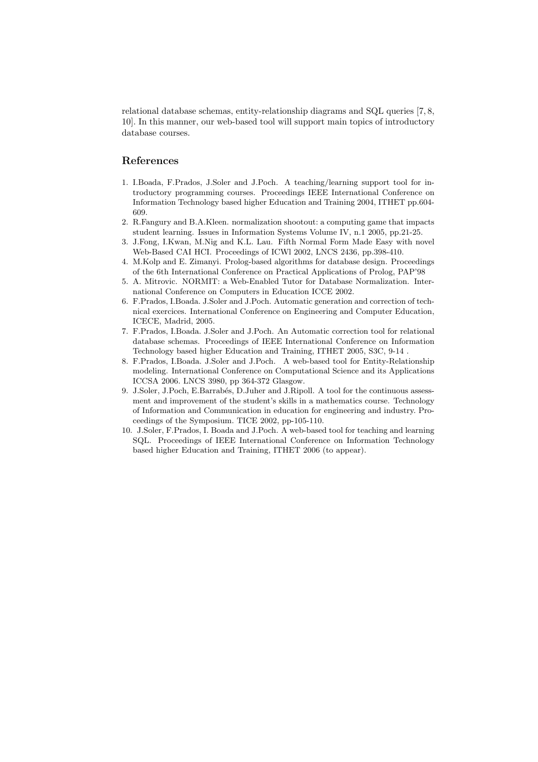relational database schemas, entity-relationship diagrams and SQL queries [7, 8, 10]. In this manner, our web-based tool will support main topics of introductory database courses.

## References

1. I.Boada, F.Prados, J.Soler and J.Poch. A teaching/learning support tool for introductory programming courses. Proceedings IEEE International Conference on Information Technology based higher Education and Training 2004, ITHET pp.604-609.
2. R.Fangury and B.A.Kleen. normalization shootout: a computing game that impacts student learning. Issues in Information Systems Volume IV, n.1 2005, pp.21-25.
3. J.Fong, I.Kwan, M.Nig and K.L. Lau. Fifth Normal Form Made Easy with novel Web-Based CAI HCI. Proceedings of ICWl 2002, LNCS 2436, pp.398-410.
4. M.Kolp and E. Zimanyi. Prolog-based algorithms for database design. Proceedings of the 6th International Conference on Practical Applications of Prolog, PAP'98
5. A. Mitrovic. NORMIT: a Web-Enabled Tutor for Database Normalization. International Conference on Computers in Education ICCE 2002.
6. F.Prados, I.Boada. J.Soler and J.Poch. Automatic generation and correction of technical exercices. International Conference on Engineering and Computer Education, ICECE, Madrid, 2005.
7. F.Prados, I.Boada. J.Soler and J.Poch. An Automatic correction tool for relational database schemas. Proceedings of IEEE International Conference on Information Technology based higher Education and Training, ITHET 2005, S3C, 9-14 .
8. F.Prados, I.Boada. J.Soler and J.Poch. A web-based tool for Entity-Relationship modeling. International Conference on Computational Science and its Applications ICCSA 2006. LNCS 3980, pp 364-372 Glasgow.
9. J.Soler, J.Poch, E.Barrabés, D.Juher and J.Ripoll. A tool for the continuous assessment and improvement of the student's skills in a mathematics course. Technology of Information and Communication in education for engineering and industry. Proceedings of the Symposium. TICE 2002, pp-105-110.
10. J.Soler, F.Prados, I. Boada and J.Poch. A web-based tool for teaching and learning SQL. Proceedings of IEEE International Conference on Information Technology based higher Education and Training, ITHET 2006 (to appear).